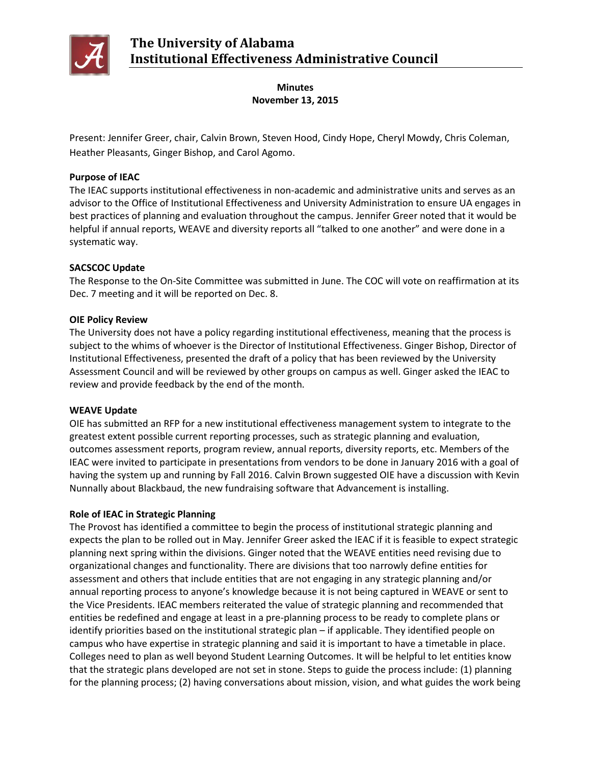# The University of Alabama
# Institutional Effectiveness Administrative Council

**Minutes**
**November 13, 2015**

Present: Jennifer Greer, chair, Calvin Brown, Steven Hood, Cindy Hope, Cheryl Mowdy, Chris Coleman, Heather Pleasants, Ginger Bishop, and Carol Agomo.

**Purpose of IEAC**

The IEAC supports institutional effectiveness in non-academic and administrative units and serves as an advisor to the Office of Institutional Effectiveness and University Administration to ensure UA engages in best practices of planning and evaluation throughout the campus. Jennifer Greer noted that it would be helpful if annual reports, WEAVE and diversity reports all "talked to one another" and were done in a systematic way.

**SACSCOC Update**

The Response to the On-Site Committee was submitted in June. The COC will vote on reaffirmation at its Dec. 7 meeting and it will be reported on Dec. 8.

**OIE Policy Review**

The University does not have a policy regarding institutional effectiveness, meaning that the process is subject to the whims of whoever is the Director of Institutional Effectiveness. Ginger Bishop, Director of Institutional Effectiveness, presented the draft of a policy that has been reviewed by the University Assessment Council and will be reviewed by other groups on campus as well. Ginger asked the IEAC to review and provide feedback by the end of the month.

**WEAVE Update**

OIE has submitted an RFP for a new institutional effectiveness management system to integrate to the greatest extent possible current reporting processes, such as strategic planning and evaluation, outcomes assessment reports, program review, annual reports, diversity reports, etc. Members of the IEAC were invited to participate in presentations from vendors to be done in January 2016 with a goal of having the system up and running by Fall 2016. Calvin Brown suggested OIE have a discussion with Kevin Nunnally about Blackbaud, the new fundraising software that Advancement is installing.

**Role of IEAC in Strategic Planning**

The Provost has identified a committee to begin the process of institutional strategic planning and expects the plan to be rolled out in May. Jennifer Greer asked the IEAC if it is feasible to expect strategic planning next spring within the divisions. Ginger noted that the WEAVE entities need revising due to organizational changes and functionality. There are divisions that too narrowly define entities for assessment and others that include entities that are not engaging in any strategic planning and/or annual reporting process to anyone's knowledge because it is not being captured in WEAVE or sent to the Vice Presidents. IEAC members reiterated the value of strategic planning and recommended that entities be redefined and engage at least in a pre-planning process to be ready to complete plans or identify priorities based on the institutional strategic plan – if applicable. They identified people on campus who have expertise in strategic planning and said it is important to have a timetable in place. Colleges need to plan as well beyond Student Learning Outcomes. It will be helpful to let entities know that the strategic plans developed are not set in stone. Steps to guide the process include: (1) planning for the planning process; (2) having conversations about mission, vision, and what guides the work being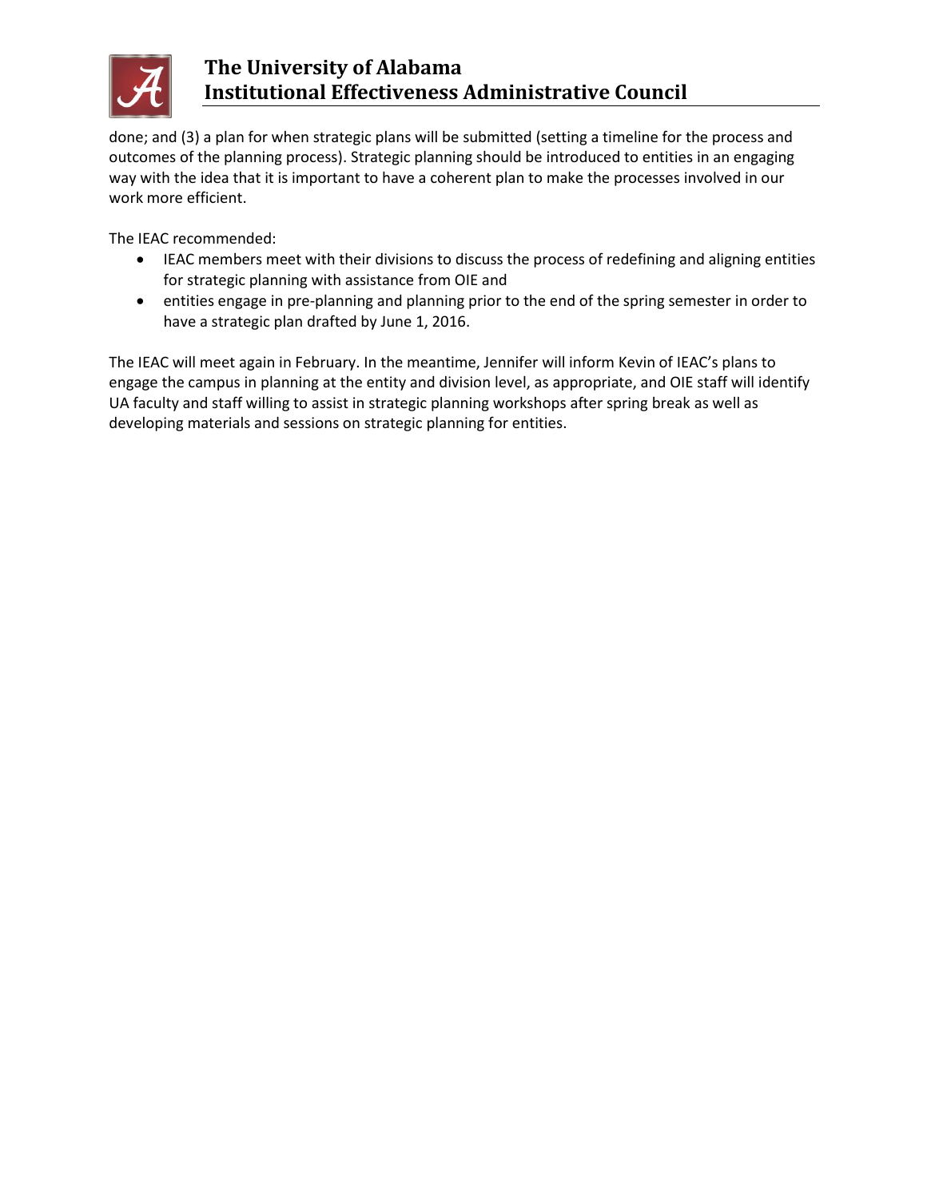done; and (3) a plan for when strategic plans will be submitted (setting a timeline for the process and outcomes of the planning process). Strategic planning should be introduced to entities in an engaging way with the idea that it is important to have a coherent plan to make the processes involved in our work more efficient.

The IEAC recommended:

- IEAC members meet with their divisions to discuss the process of redefining and aligning entities for strategic planning with assistance from OIE and
- entities engage in pre-planning and planning prior to the end of the spring semester in order to have a strategic plan drafted by June 1, 2016.

The IEAC will meet again in February. In the meantime, Jennifer will inform Kevin of IEAC's plans to engage the campus in planning at the entity and division level, as appropriate, and OIE staff will identify UA faculty and staff willing to assist in strategic planning workshops after spring break as well as developing materials and sessions on strategic planning for entities.